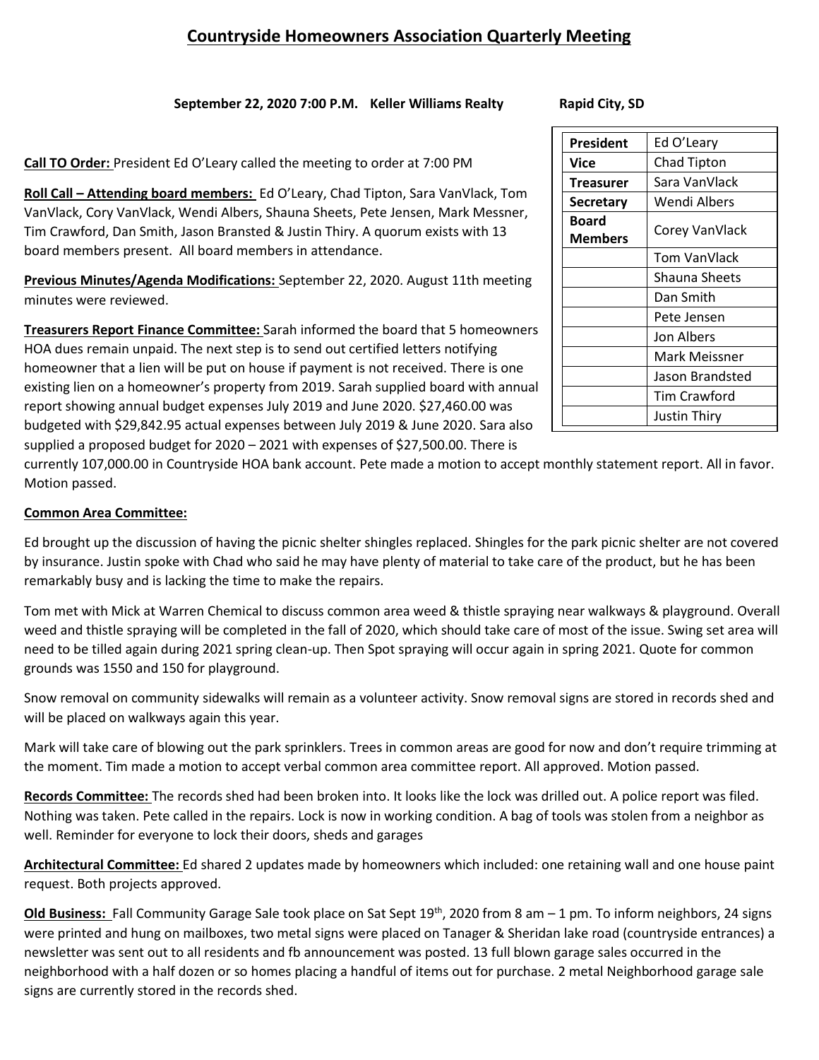# Countryside Homeowners Association Quarterly Meeting

**September 22, 2020 7:00 P.M. Keller Williams Realty Rapid City, SD**

| President | Ed O'Leary |
|---|---|
| Vice | Chad Tipton |
| Treasurer | Sara VanVlack |
| Secretary | Wendi Albers |
| Board Members | Corey VanVlack |
| | Tom VanVlack |
| | Shauna Sheets |
| | Dan Smith |
| | Pete Jensen |
| | Jon Albers |
| | Mark Meissner |
| | Jason Brandsted |
| | Tim Crawford |
| | Justin Thiry |

**Call TO Order:** President Ed O'Leary called the meeting to order at 7:00 PM

**Roll Call – Attending board members:** Ed O'Leary, Chad Tipton, Sara VanVlack, Tom VanVlack, Cory VanVlack, Wendi Albers, Shauna Sheets, Pete Jensen, Mark Messner, Tim Crawford, Dan Smith, Jason Bransted & Justin Thiry. A quorum exists with 13 board members present. All board members in attendance.

**Previous Minutes/Agenda Modifications:** September 22, 2020. August 11th meeting minutes were reviewed.

**Treasurers Report Finance Committee:** Sarah informed the board that 5 homeowners HOA dues remain unpaid. The next step is to send out certified letters notifying homeowner that a lien will be put on house if payment is not received. There is one existing lien on a homeowner's property from 2019. Sarah supplied board with annual report showing annual budget expenses July 2019 and June 2020. $27,460.00 was budgeted with $29,842.95 actual expenses between July 2019 & June 2020. Sara also supplied a proposed budget for 2020 – 2021 with expenses of $27,500.00. There is currently 107,000.00 in Countryside HOA bank account. Pete made a motion to accept monthly statement report. All in favor. Motion passed.

**Common Area Committee:**

Ed brought up the discussion of having the picnic shelter shingles replaced. Shingles for the park picnic shelter are not covered by insurance. Justin spoke with Chad who said he may have plenty of material to take care of the product, but he has been remarkably busy and is lacking the time to make the repairs.

Tom met with Mick at Warren Chemical to discuss common area weed & thistle spraying near walkways & playground. Overall weed and thistle spraying will be completed in the fall of 2020, which should take care of most of the issue. Swing set area will need to be tilled again during 2021 spring clean-up. Then Spot spraying will occur again in spring 2021. Quote for common grounds was 1550 and 150 for playground.

Snow removal on community sidewalks will remain as a volunteer activity. Snow removal signs are stored in records shed and will be placed on walkways again this year.

Mark will take care of blowing out the park sprinklers. Trees in common areas are good for now and don't require trimming at the moment. Tim made a motion to accept verbal common area committee report. All approved. Motion passed.

**Records Committee:** The records shed had been broken into. It looks like the lock was drilled out. A police report was filed. Nothing was taken. Pete called in the repairs. Lock is now in working condition. A bag of tools was stolen from a neighbor as well. Reminder for everyone to lock their doors, sheds and garages

**Architectural Committee:** Ed shared 2 updates made by homeowners which included: one retaining wall and one house paint request. Both projects approved.

**Old Business:** Fall Community Garage Sale took place on Sat Sept 19th, 2020 from 8 am – 1 pm. To inform neighbors, 24 signs were printed and hung on mailboxes, two metal signs were placed on Tanager & Sheridan lake road (countryside entrances) a newsletter was sent out to all residents and fb announcement was posted. 13 full blown garage sales occurred in the neighborhood with a half dozen or so homes placing a handful of items out for purchase. 2 metal Neighborhood garage sale signs are currently stored in the records shed.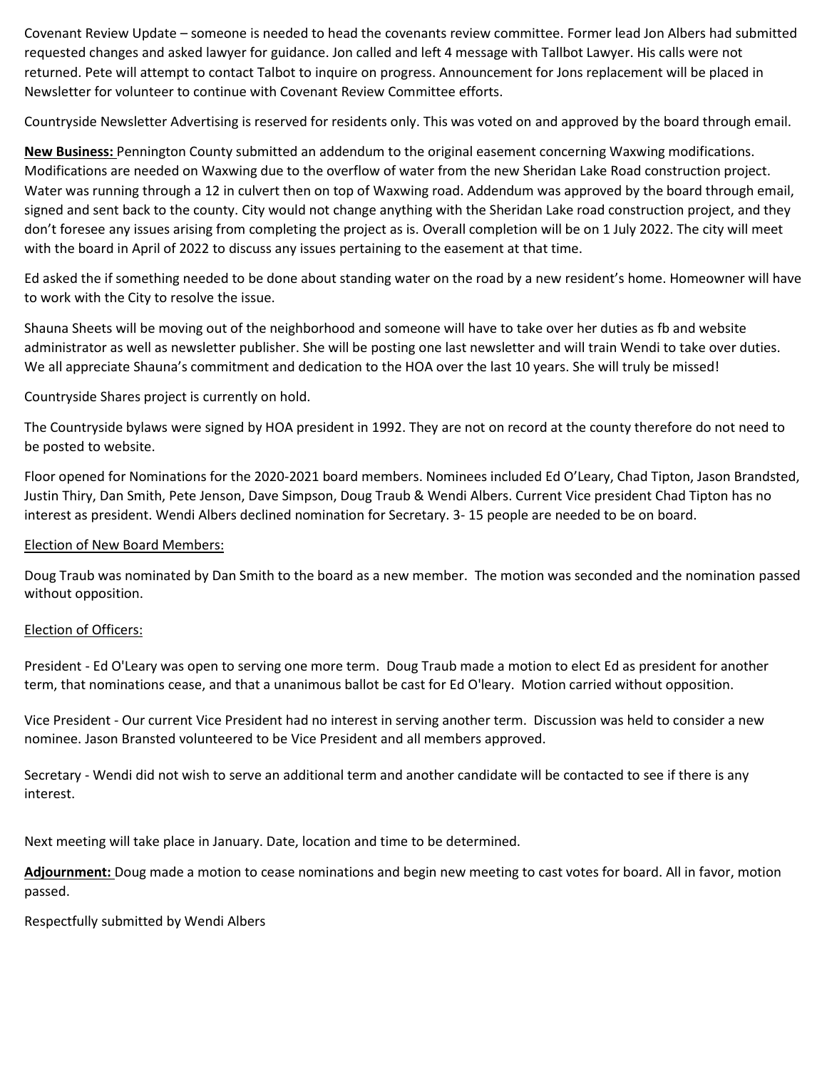Covenant Review Update – someone is needed to head the covenants review committee. Former lead Jon Albers had submitted requested changes and asked lawyer for guidance. Jon called and left 4 message with Tallbot Lawyer. His calls were not returned. Pete will attempt to contact Talbot to inquire on progress. Announcement for Jons replacement will be placed in Newsletter for volunteer to continue with Covenant Review Committee efforts.

Countryside Newsletter Advertising is reserved for residents only. This was voted on and approved by the board through email.

**New Business:** Pennington County submitted an addendum to the original easement concerning Waxwing modifications. Modifications are needed on Waxwing due to the overflow of water from the new Sheridan Lake Road construction project. Water was running through a 12 in culvert then on top of Waxwing road. Addendum was approved by the board through email, signed and sent back to the county. City would not change anything with the Sheridan Lake road construction project, and they don't foresee any issues arising from completing the project as is. Overall completion will be on 1 July 2022. The city will meet with the board in April of 2022 to discuss any issues pertaining to the easement at that time.

Ed asked the if something needed to be done about standing water on the road by a new resident's home. Homeowner will have to work with the City to resolve the issue.

Shauna Sheets will be moving out of the neighborhood and someone will have to take over her duties as fb and website administrator as well as newsletter publisher. She will be posting one last newsletter and will train Wendi to take over duties. We all appreciate Shauna's commitment and dedication to the HOA over the last 10 years. She will truly be missed!

Countryside Shares project is currently on hold.

The Countryside bylaws were signed by HOA president in 1992. They are not on record at the county therefore do not need to be posted to website.

Floor opened for Nominations for the 2020-2021 board members. Nominees included Ed O'Leary, Chad Tipton, Jason Brandsted, Justin Thiry, Dan Smith, Pete Jenson, Dave Simpson, Doug Traub & Wendi Albers. Current Vice president Chad Tipton has no interest as president. Wendi Albers declined nomination for Secretary. 3- 15 people are needed to be on board.

Election of New Board Members:

Doug Traub was nominated by Dan Smith to the board as a new member. The motion was seconded and the nomination passed without opposition.

Election of Officers:

President - Ed O'Leary was open to serving one more term. Doug Traub made a motion to elect Ed as president for another term, that nominations cease, and that a unanimous ballot be cast for Ed O'leary. Motion carried without opposition.

Vice President - Our current Vice President had no interest in serving another term. Discussion was held to consider a new nominee. Jason Bransted volunteered to be Vice President and all members approved.

Secretary - Wendi did not wish to serve an additional term and another candidate will be contacted to see if there is any interest.

Next meeting will take place in January. Date, location and time to be determined.

**Adjournment:** Doug made a motion to cease nominations and begin new meeting to cast votes for board. All in favor, motion passed.

Respectfully submitted by Wendi Albers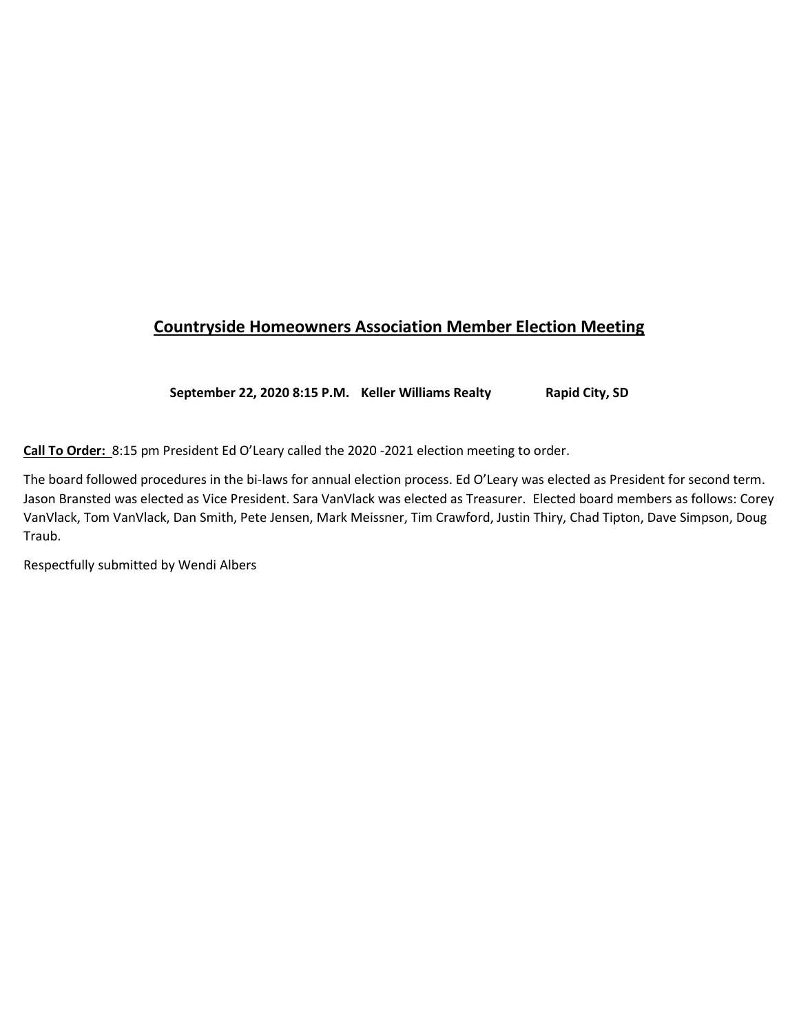# Countryside Homeowners Association Member Election Meeting

**September 22, 2020 8:15 P.M. Keller Williams Realty Rapid City, SD**

**Call To Order:** 8:15 pm President Ed O'Leary called the 2020 -2021 election meeting to order.

The board followed procedures in the bi-laws for annual election process. Ed O'Leary was elected as President for second term. Jason Bransted was elected as Vice President. Sara VanVlack was elected as Treasurer. Elected board members as follows: Corey VanVlack, Tom VanVlack, Dan Smith, Pete Jensen, Mark Meissner, Tim Crawford, Justin Thiry, Chad Tipton, Dave Simpson, Doug Traub.

Respectfully submitted by Wendi Albers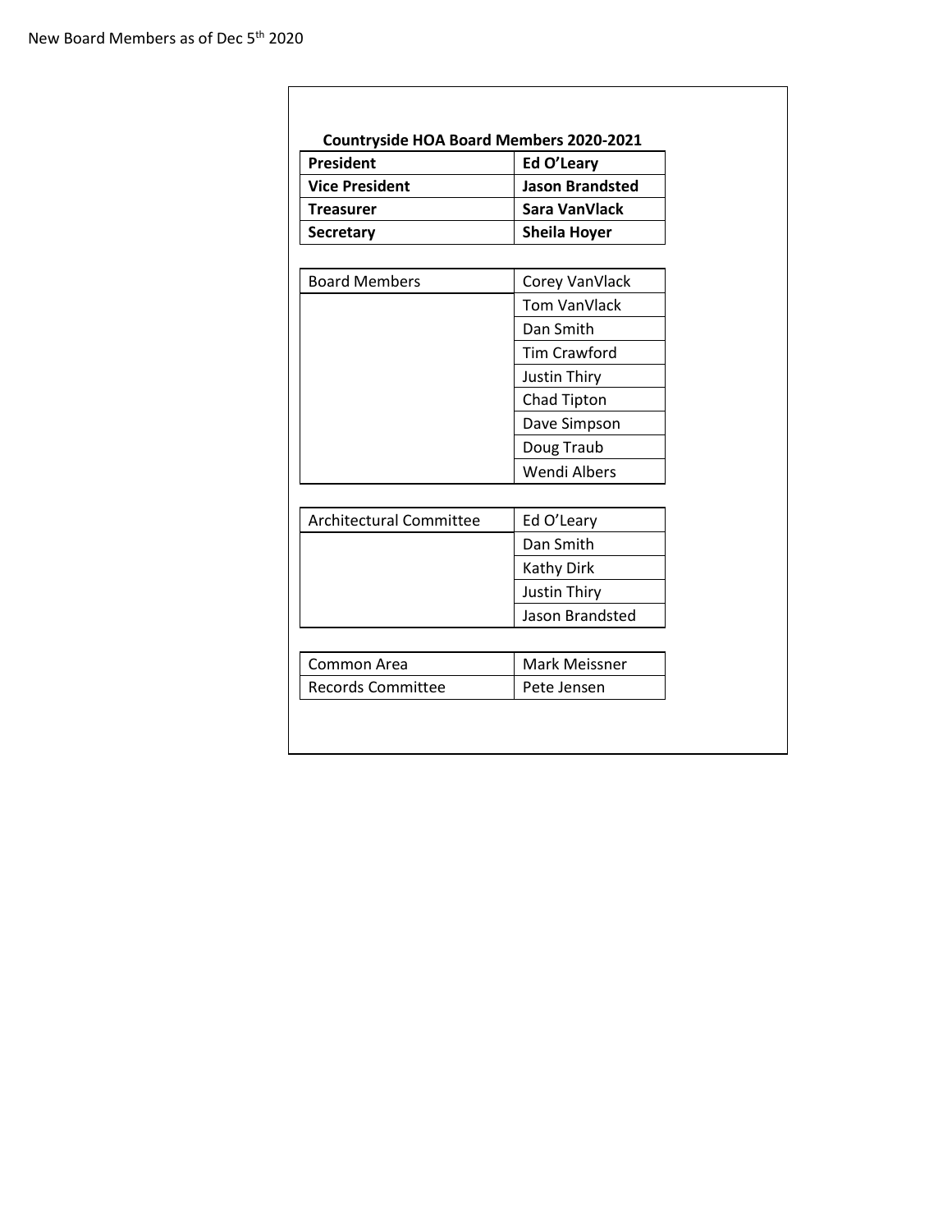New Board Members as of Dec 5th 2020

**Countryside HOA Board Members 2020-2021**

| | |
|---|---|
| **President** | **Ed O'Leary** |
| **Vice President** | **Jason Brandsted** |
| **Treasurer** | **Sara VanVlack** |
| **Secretary** | **Sheila Hoyer** |

| | |
|---|---|
| Board Members | Corey VanVlack |
| | Tom VanVlack |
| | Dan Smith |
| | Tim Crawford |
| | Justin Thiry |
| | Chad Tipton |
| | Dave Simpson |
| | Doug Traub |
| | Wendi Albers |

| | |
|---|---|
| Architectural Committee | Ed O'Leary |
| | Dan Smith |
| | Kathy Dirk |
| | Justin Thiry |
| | Jason Brandsted |

| | |
|---|---|
| Common Area | Mark Meissner |
| Records Committee | Pete Jensen |